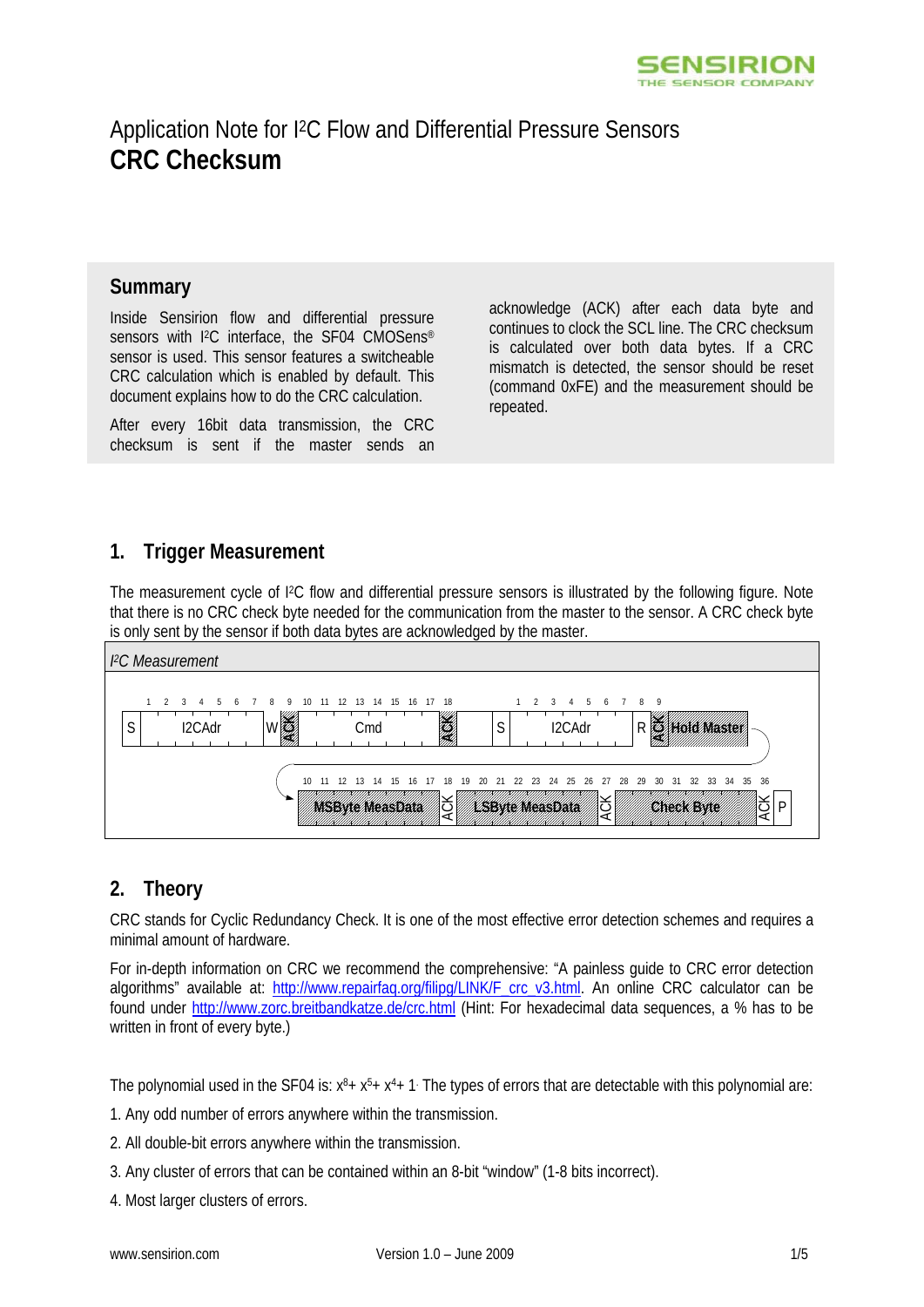# Application Note for I²C Flow and Differential Pressure Sensors
# CRC Checksum

## Summary

Inside Sensirion flow and differential pressure sensors with I²C interface, the SF04 CMOSens® sensor is used. This sensor features a switcheable CRC calculation which is enabled by default. This document explains how to do the CRC calculation.

After every 16bit data transmission, the CRC checksum is sent if the master sends an acknowledge (ACK) after each data byte and continues to clock the SCL line. The CRC checksum is calculated over both data bytes. If a CRC mismatch is detected, the sensor should be reset (command 0xFE) and the measurement should be repeated.

## 1. Trigger Measurement

The measurement cycle of I²C flow and differential pressure sensors is illustrated by the following figure. Note that there is no CRC check byte needed for the communication from the master to the sensor. A CRC check byte is only sent by the sensor if both data bytes are acknowledged by the master.

*I²C Measurement*

| S | 1–7 | 8 | 9 | 10–17 | 18 | | S | 1–7 | 8 | 9 | |
|---|---|---|---|---|---|---|---|---|---|---|---|
| S | I2CAdr | W | ACK | Cmd | ACK | | S | I2CAdr | R | ACK | Hold Master |

| 10–17 | 18 | 19–26 | 27 | 28–35 | 36 | |
|---|---|---|---|---|---|---|
| MSByte MeasData | ACK | LSByte MeasData | ACK | Check Byte | ACK | P |

## 2. Theory

CRC stands for Cyclic Redundancy Check. It is one of the most effective error detection schemes and requires a minimal amount of hardware.

For in-depth information on CRC we recommend the comprehensive: "A painless guide to CRC error detection algorithms" available at: http://www.repairfaq.org/filipg/LINK/F_crc_v3.html. An online CRC calculator can be found under http://www.zorc.breitbandkatze.de/crc.html (Hint: For hexadecimal data sequences, a % has to be written in front of every byte.)

The polynomial used in the SF04 is: $x^8 + x^5 + x^4 + 1$. The types of errors that are detectable with this polynomial are:

1. Any odd number of errors anywhere within the transmission.
2. All double-bit errors anywhere within the transmission.
3. Any cluster of errors that can be contained within an 8-bit "window" (1-8 bits incorrect).
4. Most larger clusters of errors.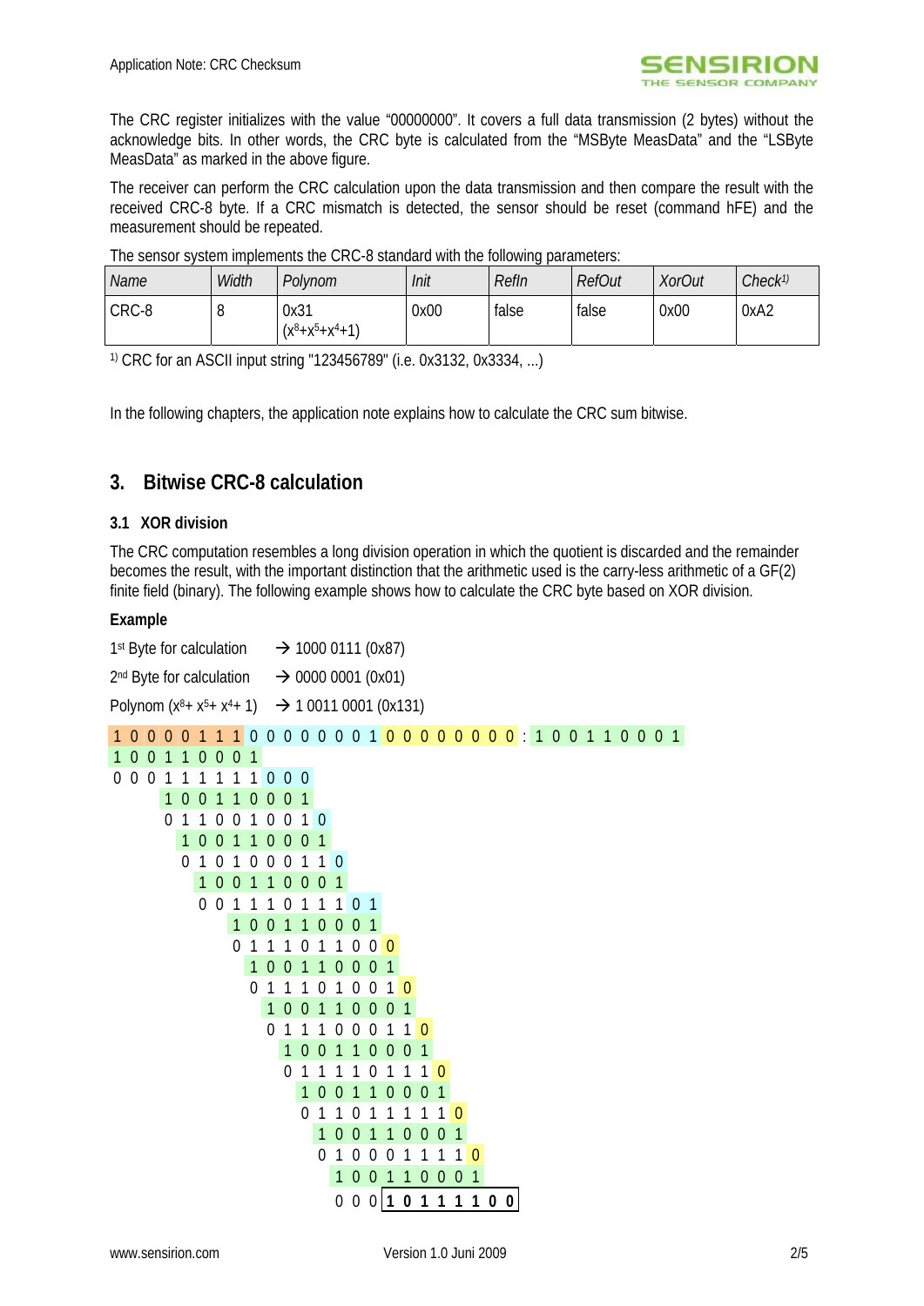The CRC register initializes with the value "00000000". It covers a full data transmission (2 bytes) without the acknowledge bits. In other words, the CRC byte is calculated from the "MSByte MeasData" and the "LSByte MeasData" as marked in the above figure.

The receiver can perform the CRC calculation upon the data transmission and then compare the result with the received CRC-8 byte. If a CRC mismatch is detected, the sensor should be reset (command hFE) and the measurement should be repeated.

The sensor system implements the CRC-8 standard with the following parameters:

| *Name* | *Width* | *Polynom* | *Init* | *RefIn* | *RefOut* | *XorOut* | *Check[1)]* |
|---|---|---|---|---|---|---|---|
| CRC-8 | 8 | 0x31 ($x^8$+$x^5$+$x^4$+1) | 0x00 | false | false | 0x00 | 0xA2 |

[1)] CRC for an ASCII input string "123456789" (i.e. 0x3132, 0x3334, ...)

In the following chapters, the application note explains how to calculate the CRC sum bitwise.

## 3. Bitwise CRC-8 calculation

### 3.1 XOR division

The CRC computation resembles a long division operation in which the quotient is discarded and the remainder becomes the result, with the important distinction that the arithmetic used is the carry-less arithmetic of a GF(2) finite field (binary). The following example shows how to calculate the CRC byte based on XOR division.

**Example**

1[st] Byte for calculation → 1000 0111 (0x87)

2[nd] Byte for calculation → 0000 0001 (0x01)

Polynom ($x^8$+ $x^5$+ $x^4$+ 1) → 1 0011 0001 (0x131)

```
1 0 0 0 0 1 1 1 0 0 0 0 0 0 0 1 0 0 0 0 0 0 0 0 : 1 0 0 1 1 0 0 0 1
1 0 0 1 1 0 0 0 1
0 0 0 1 1 1 1 1 1 0 0 0
      1 0 0 1 1 0 0 0 1
      0 1 1 0 0 1 0 0 1 0
        1 0 0 1 1 0 0 0 1
        0 1 0 1 0 0 0 1 1 0
          1 0 0 1 1 0 0 0 1
          0 0 1 1 1 0 1 1 1 0 1
              1 0 0 1 1 0 0 0 1
              0 1 1 1 0 1 1 0 0 0
                1 0 0 1 1 0 0 0 1
                0 1 1 1 0 1 0 0 1 0
                  1 0 0 1 1 0 0 0 1
                  0 1 1 1 0 0 0 1 1 0
                    1 0 0 1 1 0 0 0 1
                    0 1 1 1 1 0 1 1 1 0
                      1 0 0 1 1 0 0 0 1
                      0 1 1 0 1 1 1 1 1 0
                        1 0 0 1 1 0 0 0 1
                        0 1 0 0 0 1 1 1 1 0
                          1 0 0 1 1 0 0 0 1
                          0 0 0 1 0 1 1 1 1 0 0
```

Result (remainder): **1 0 1 1 1 1 0 0**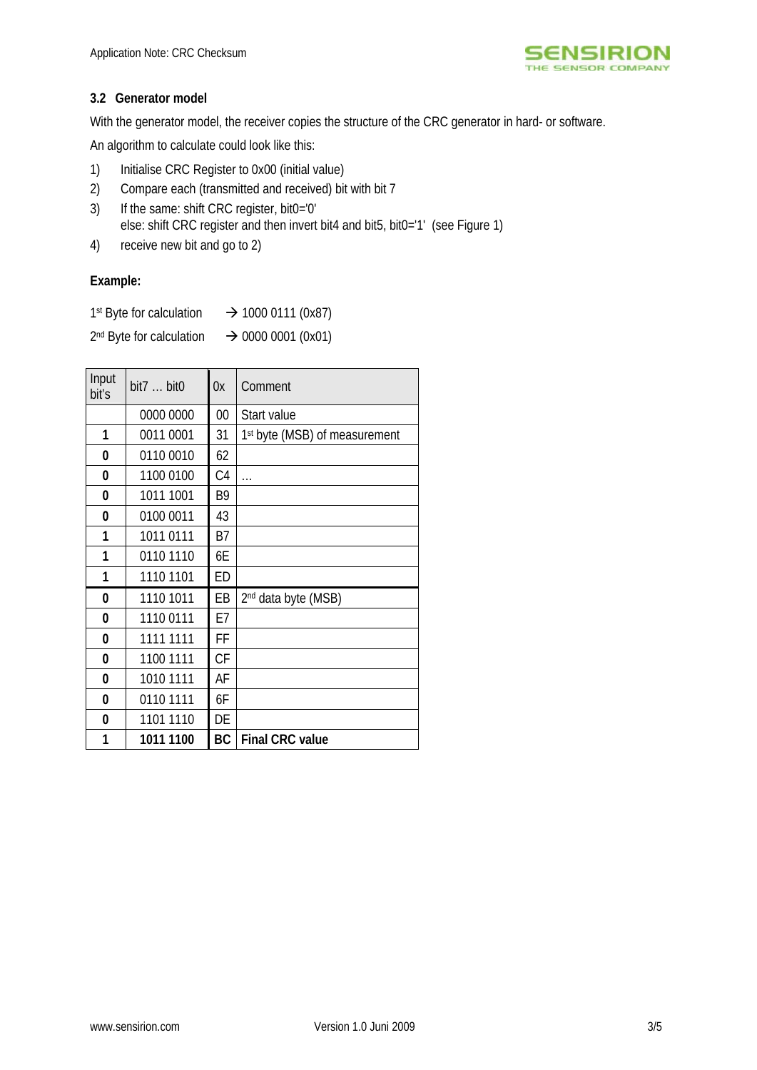### 3.2 Generator model

With the generator model, the receiver copies the structure of the CRC generator in hard- or software.

An algorithm to calculate could look like this:

1) Initialise CRC Register to 0x00 (initial value)
2) Compare each (transmitted and received) bit with bit 7
3) If the same: shift CRC register, bit0='0'
   else: shift CRC register and then invert bit4 and bit5, bit0='1' (see Figure 1)
4) receive new bit and go to 2)

**Example:**

1st Byte for calculation → 1000 0111 (0x87)

2nd Byte for calculation → 0000 0001 (0x01)

| Input bit's | bit7 … bit0 | 0x | Comment |
|---|---|---|---|
| | 0000 0000 | 00 | Start value |
| **1** | 0011 0001 | 31 | 1st byte (MSB) of measurement |
| **0** | 0110 0010 | 62 | |
| **0** | 1100 0100 | C4 | … |
| **0** | 1011 1001 | B9 | |
| **0** | 0100 0011 | 43 | |
| **1** | 1011 0111 | B7 | |
| **1** | 0110 1110 | 6E | |
| **1** | 1110 1101 | ED | |
| **0** | 1110 1011 | EB | 2nd data byte (MSB) |
| **0** | 1110 0111 | E7 | |
| **0** | 1111 1111 | FF | |
| **0** | 1100 1111 | CF | |
| **0** | 1010 1111 | AF | |
| **0** | 0110 1111 | 6F | |
| **0** | 1101 1110 | DE | |
| **1** | **1011 1100** | **BC** | **Final CRC value** |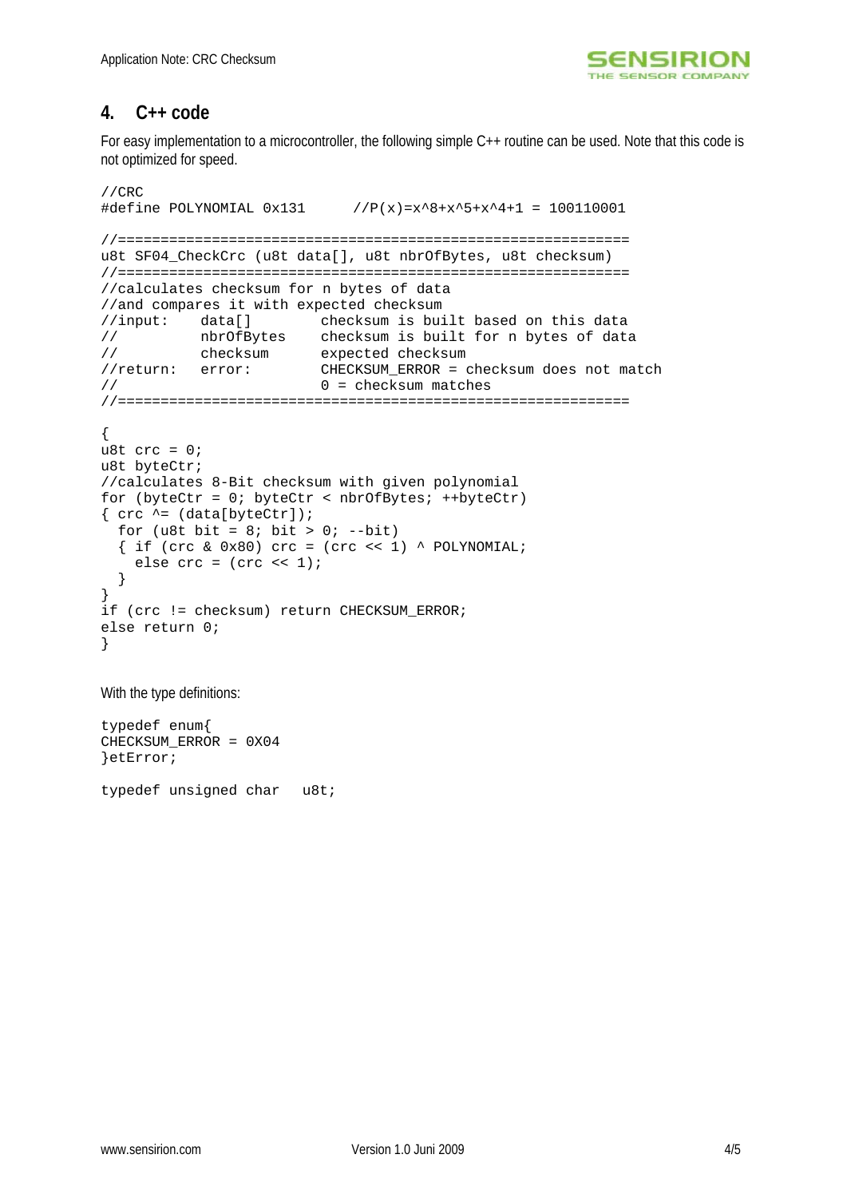## 4. C++ code

For easy implementation to a microcontroller, the following simple C++ routine can be used. Note that this code is not optimized for speed.

```
//CRC
#define POLYNOMIAL 0x131      //P(x)=x^8+x^5+x^4+1 = 100110001

//============================================================
u8t SF04_CheckCrc (u8t data[], u8t nbrOfBytes, u8t checksum)
//============================================================
//calculates checksum for n bytes of data
//and compares it with expected checksum
//input:    data[]        checksum is built based on this data
//          nbrOfBytes    checksum is built for n bytes of data
//          checksum      expected checksum
//return:   error:        CHECKSUM_ERROR = checksum does not match
//                        0 = checksum matches
//============================================================

{
u8t crc = 0;
u8t byteCtr;
//calculates 8-Bit checksum with given polynomial
for (byteCtr = 0; byteCtr < nbrOfBytes; ++byteCtr)
{ crc ^= (data[byteCtr]);
  for (u8t bit = 8; bit > 0; --bit)
  { if (crc & 0x80) crc = (crc << 1) ^ POLYNOMIAL;
    else crc = (crc << 1);
  }
}
if (crc != checksum) return CHECKSUM_ERROR;
else return 0;
}
```

With the type definitions:

```
typedef enum{
CHECKSUM_ERROR = 0X04
}etError;

typedef unsigned char   u8t;
```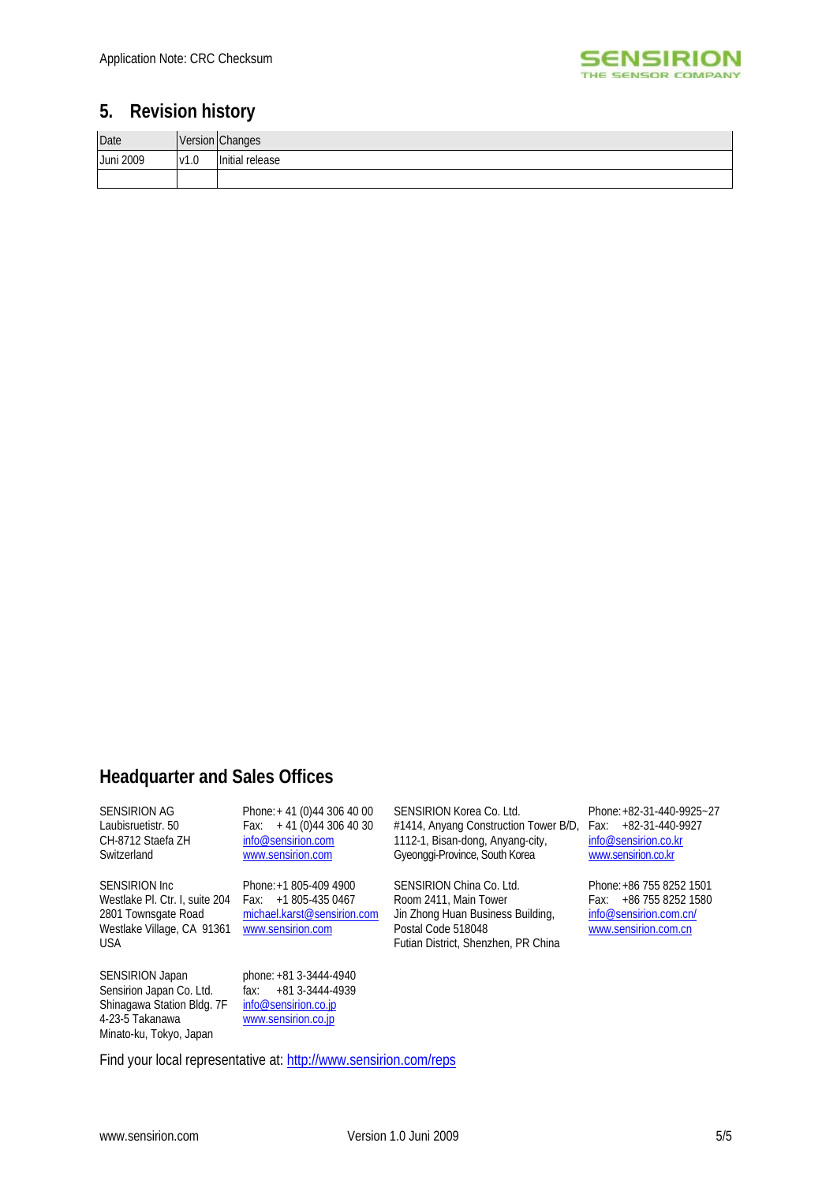## 5. Revision history

| Date | Version | Changes |
|---|---|---|
| Juni 2009 | v1.0 | Initial release |
| | | |

## Headquarter and Sales Offices

SENSIRION AG
Laubisruetistr. 50
CH-8712 Staefa ZH
Switzerland

Phone: + 41 (0)44 306 40 00
Fax: + 41 (0)44 306 40 30
info@sensirion.com
www.sensirion.com

SENSIRION Inc
Westlake Pl. Ctr. I, suite 204
2801 Townsgate Road
Westlake Village, CA 91361
USA

Phone: +1 805-409 4900
Fax: +1 805-435 0467
michael.karst@sensirion.com
www.sensirion.com

SENSIRION Japan
Sensirion Japan Co. Ltd.
Shinagawa Station Bldg. 7F
4-23-5 Takanawa
Minato-ku, Tokyo, Japan

phone: +81 3-3444-4940
fax: +81 3-3444-4939
info@sensirion.co.jp
www.sensirion.co.jp

SENSIRION Korea Co. Ltd.
#1414, Anyang Construction Tower B/D,
1112-1, Bisan-dong, Anyang-city,
Gyeonggi-Province, South Korea

Phone: +82-31-440-9925~27
Fax: +82-31-440-9927
info@sensirion.co.kr
www.sensirion.co.kr

SENSIRION China Co. Ltd.
Room 2411, Main Tower
Jin Zhong Huan Business Building,
Postal Code 518048
Futian District, Shenzhen, PR China

Phone: +86 755 8252 1501
Fax: +86 755 8252 1580
info@sensirion.com.cn/
www.sensirion.com.cn

Find your local representative at: http://www.sensirion.com/reps